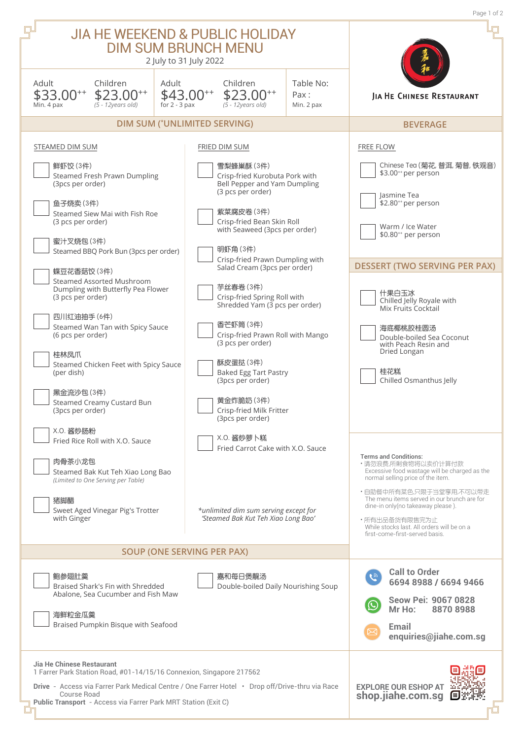# JIA HE WEEKEND & PUBLIC HOLIDAY DIM SUM BRUNCH MENU

2 July to 31 July 2022

| Adult | Children | Adult | Children | Table No: |
|---|---|---|---|---|
| $33.00++ | $23.00++ | $43.00++ | $23.00++ | Pax : |
| Min. 4 pax | *(5 - 12years old)* | for 2 - 3 pax | *(5 - 12years old)* | Min. 2 pax |

**JIA HE CHINESE RESTAURANT**

## DIM SUM (*UNLIMITED SERVING)

### STEAMED DIM SUM

- ☐ 鲜虾饺 (3件) Steamed Fresh Prawn Dumpling (3pcs per order)
- ☐ 鱼子烧卖 (3件) Steamed Siew Mai with Fish Roe (3 pcs per order)
- ☐ 蜜汁叉烧包 (3件) Steamed BBQ Pork Bun (3pcs per order)
- ☐ 蝶豆花香菇饺 (3件) Steamed Assorted Mushroom Dumpling with Butterfly Pea Flower (3 pcs per order)
- ☐ 四川红油抄手 (6件) Steamed Wan Tan with Spicy Sauce (6 pcs per order)
- ☐ 桂林凤爪 Steamed Chicken Feet with Spicy Sauce (per dish)
- ☐ 黑金流沙包 (3件) Steamed Creamy Custard Bun (3pcs per order)
- ☐ X.O. 酱炒肠粉 Fried Rice Roll with X.O. Sauce
- ☐ 肉骨茶小龙包 Steamed Bak Kut Teh Xiao Long Bao *(Limited to One Serving per Table)*
- ☐ 猪脚醋 Sweet Aged Vinegar Pig's Trotter with Ginger

### FRIED DIM SUM

- ☐ 雪梨蜂巢酥 (3件) Crisp-fried Kurobuta Pork with Bell Pepper and Yam Dumpling (3 pcs per order)
- ☐ 紫菜腐皮卷 (3件) Crisp-fried Bean Skin Roll with Seaweed (3pcs per order)
- ☐ 明虾角 (3件) Crisp-fried Prawn Dumpling with Salad Cream (3pcs per order)
- ☐ 芋丝春卷 (3件) Crisp-fried Spring Roll with Shredded Yam (3 pcs per order)
- ☐ 香芒虾筒 (3件) Crisp-fried Prawn Roll with Mango (3 pcs per order)
- ☐ 酥皮蛋挞 (3件) Baked Egg Tart Pastry (3pcs per order)
- ☐ 黄金炸脆奶 (3件) Crisp-fried Milk Fritter (3pcs per order)
- ☐ X.O. 酱炒萝卜糕 Fried Carrot Cake with X.O. Sauce

*\*unlimited dim sum serving except for 'Steamed Bak Kut Teh Xiao Long Bao'*

## SOUP (ONE SERVING PER PAX)

- ☐ 鲍参翅肚羹 Braised Shark's Fin with Shredded Abalone, Sea Cucumber and Fish Maw
- ☐ 海鲜粒金瓜羹 Braised Pumpkin Bisque with Seafood
- ☐ 嘉和每日煲靓汤 Double-boiled Daily Nourishing Soup

## BEVERAGE

### FREE FLOW

- ☐ Chinese Tea (菊花, 普洱, 菊普, 铁观音) $3.00++ per person
- ☐ Jasmine Tea $2.80++ per person
- ☐ Warm / Ice Water $0.80++ per person

## DESSERT (TWO SERVING PER PAX)

- ☐ 什果白玉冰 Chilled Jelly Royale with Mix Fruits Cocktail
- ☐ 海底椰桃胶桂圆汤 Double-boiled Sea Coconut with Peach Resin and Dried Longan
- ☐ 桂花糕 Chilled Osmanthus Jelly

**Terms and Conditions:**

- 请勿浪费,所剩食物将以卖价计算付款 Excessive food wastage will be charged as the normal selling price of the item.
- 自助餐中所有菜色,只限于当堂享用,不可以带走 The menu items served in our brunch are for dine-in only(no takeaway please).
- 所有出品备货有限售完为止 While stocks last. All orders will be on a first-come-first-served basis.

**Call to Order** 6694 8988 / 6694 9466

**Seow Pei:** 9067 0828
**Mr Ho:** 8870 8988

**Email** enquiries@jiahe.com.sg

**Jia He Chinese Restaurant**
1 Farrer Park Station Road, #01-14/15/16 Connexion, Singapore 217562

**Drive** - Access via Farrer Park Medical Centre / One Farrer Hotel • Drop off/Drive-thru via Race Course Road
**Public Transport** - Access via Farrer Park MRT Station (Exit C)

**EXPLORE OUR ESHOP AT shop.jiahe.com.sg**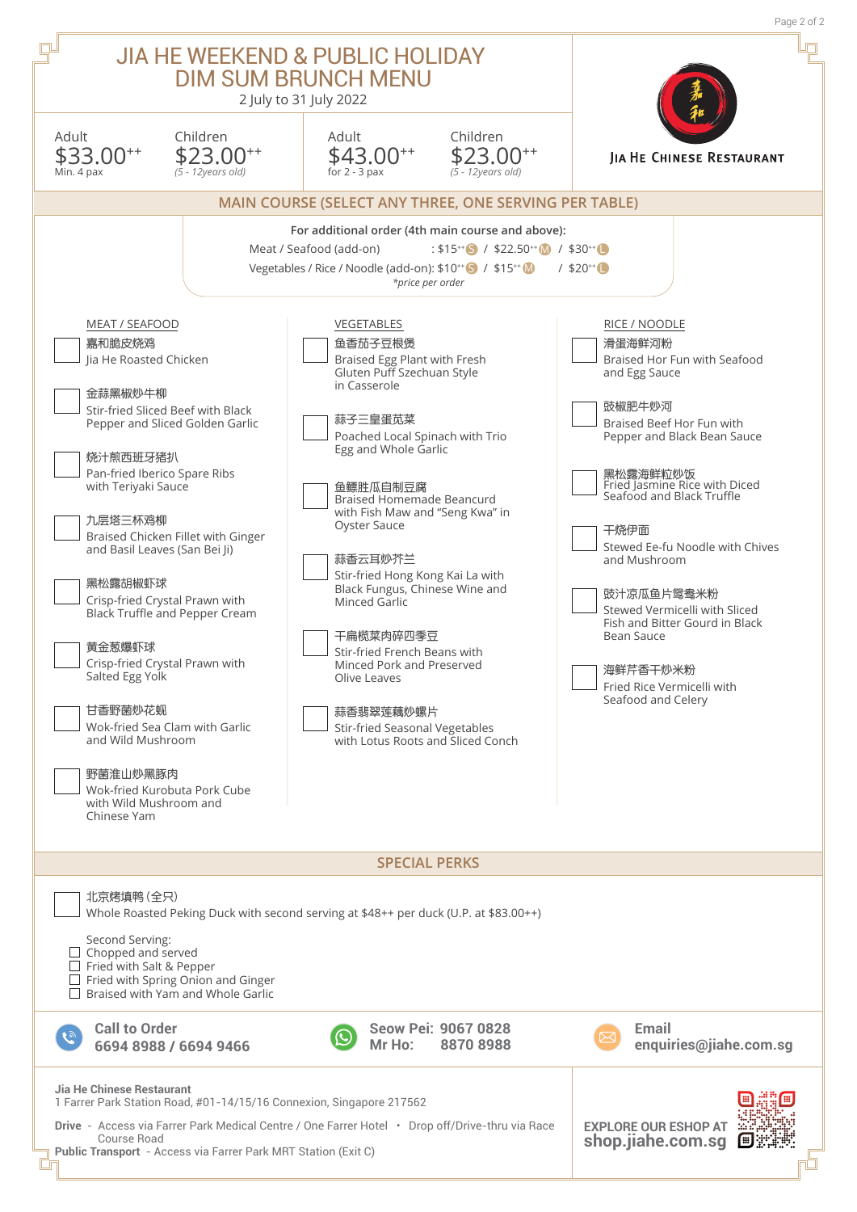# JIA HE WEEKEND & PUBLIC HOLIDAY DIM SUM BRUNCH MENU

2 July to 31 July 2022

JIA HE CHINESE RESTAURANT

| Adult | Children | Adult | Children |
|---|---|---|---|
| $33.00++ | $23.00++ | $43.00++ | $23.00++ |
| Min. 4 pax | *(5 - 12years old)* | for 2 - 3 pax | *(5 - 12years old)* |

## MAIN COURSE (SELECT ANY THREE, ONE SERVING PER TABLE)

**For additional order (4th main course and above):**

Meat / Seafood (add-on) : $15++ S / $22.50++ M / $30++ L

Vegetables / Rice / Noodle (add-on): $10++ S / $15++ M / $20++ L

*\*price per order*

### MEAT / SEAFOOD

- ☐ 嘉和脆皮烧鸡
  Jia He Roasted Chicken
- ☐ 金蒜黑椒炒牛柳
  Stir-fried Sliced Beef with Black Pepper and Sliced Golden Garlic
- ☐ 烧汁煎西班牙猪扒
  Pan-fried Iberico Spare Ribs with Teriyaki Sauce
- ☐ 九层塔三杯鸡柳
  Braised Chicken Fillet with Ginger and Basil Leaves (San Bei Ji)
- ☐ 黑松露胡椒虾球
  Crisp-fried Crystal Prawn with Black Truffle and Pepper Cream
- ☐ 黄金葱爆虾球
  Crisp-fried Crystal Prawn with Salted Egg Yolk
- ☐ 甘香野菌炒花蚬
  Wok-fried Sea Clam with Garlic and Wild Mushroom
- ☐ 野菌淮山炒黑豚肉
  Wok-fried Kurobuta Pork Cube with Wild Mushroom and Chinese Yam

### VEGETABLES

- ☐ 鱼香茄子豆根煲
  Braised Egg Plant with Fresh Gluten Puff Szechuan Style in Casserole
- ☐ 蒜子三皇蛋苋菜
  Poached Local Spinach with Trio Egg and Whole Garlic
- ☐ 鱼鳔胜瓜自制豆腐
  Braised Homemade Beancurd with Fish Maw and "Seng Kwa" in Oyster Sauce
- ☐ 蒜香云耳炒芥兰
  Stir-fried Hong Kong Kai La with Black Fungus, Chinese Wine and Minced Garlic
- ☐ 干扁榄菜肉碎四季豆
  Stir-fried French Beans with Minced Pork and Preserved Olive Leaves
- ☐ 蒜香翡翠莲藕炒螺片
  Stir-fried Seasonal Vegetables with Lotus Roots and Sliced Conch

### RICE / NOODLE

- ☐ 滑蛋海鲜河粉
  Braised Hor Fun with Seafood and Egg Sauce
- ☐ 豉椒肥牛炒河
  Braised Beef Hor Fun with Pepper and Black Bean Sauce
- ☐ 黑松露海鲜粒炒饭
  Fried Jasmine Rice with Diced Seafood and Black Truffle
- ☐ 干烧伊面
  Stewed Ee-fu Noodle with Chives and Mushroom
- ☐ 豉汁凉瓜鱼片鸳鸯米粉
  Stewed Vermicelli with Sliced Fish and Bitter Gourd in Black Bean Sauce
- ☐ 海鲜芹香干炒米粉
  Fried Rice Vermicelli with Seafood and Celery

## SPECIAL PERKS

☐ 北京烤填鸭 (全只)
Whole Roasted Peking Duck with second serving at $48++ per duck (U.P. at $83.00++)

Second Serving:
- ☐ Chopped and served
- ☐ Fried with Salt & Pepper
- ☐ Fried with Spring Onion and Ginger
- ☐ Braised with Yam and Whole Garlic

**Call to Order**
**6694 8988 / 6694 9466**

**Seow Pei: 9067 0828**
**Mr Ho: 8870 8988**

**Email**
**enquiries@jiahe.com.sg**

**Jia He Chinese Restaurant**
1 Farrer Park Station Road, #01-14/15/16 Connexion, Singapore 217562

**Drive** - Access via Farrer Park Medical Centre / One Farrer Hotel • Drop off/Drive-thru via Race Course Road

**Public Transport** - Access via Farrer Park MRT Station (Exit C)

**EXPLORE OUR ESHOP AT**
**shop.jiahe.com.sg**